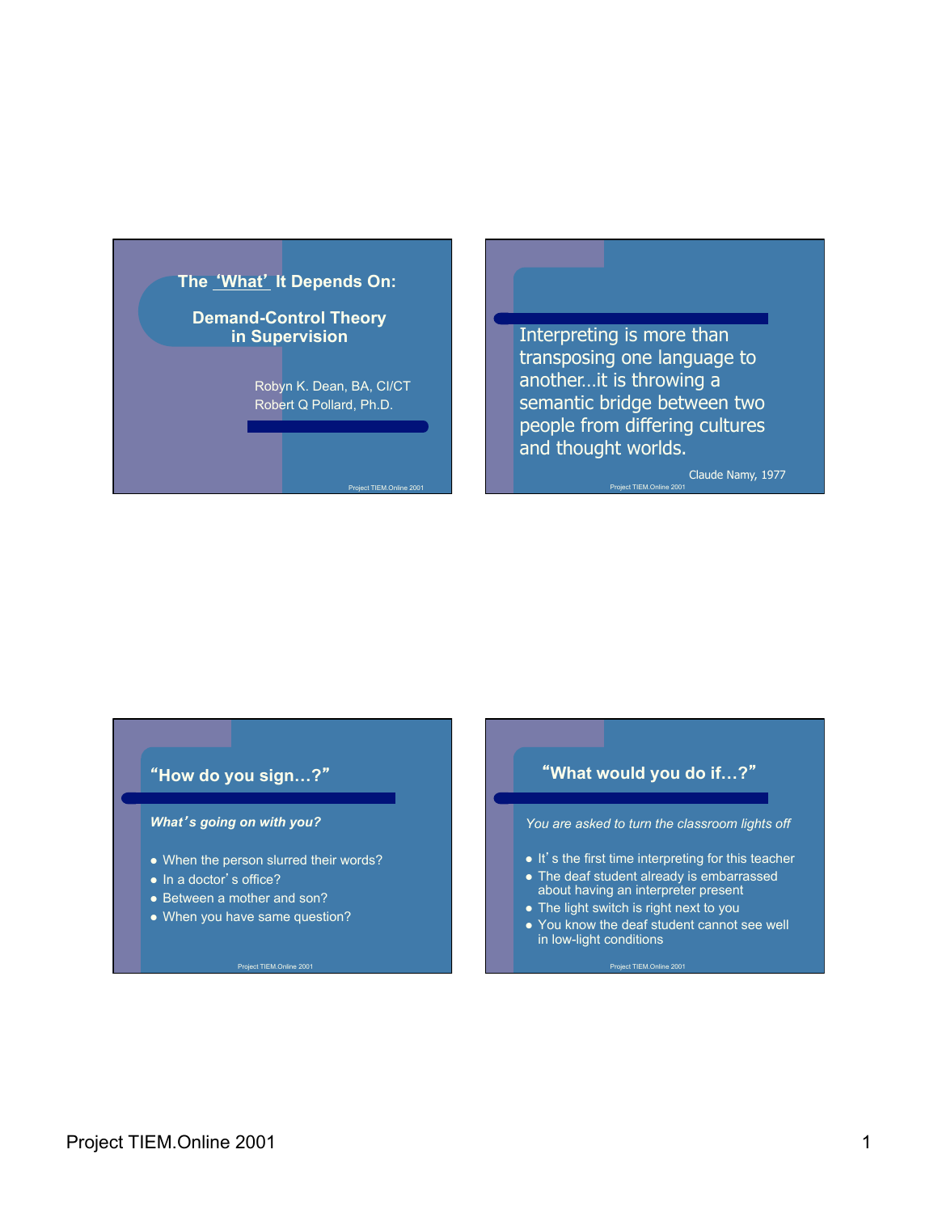# The 'What' It Depends On:

## Demand-Control Theory in Supervision

Robyn K. Dean, BA, CI/CT
Robert Q Pollard, Ph.D.

Interpreting is more than transposing one language to another…it is throwing a semantic bridge between two people from differing cultures and thought worlds.

Claude Namy, 1977

## "How do you sign…?"

***What's going on with you?***

- When the person slurred their words?
- In a doctor's office?
- Between a mother and son?
- When you have same question?

## "What would you do if…?"

*You are asked to turn the classroom lights off*

- It's the first time interpreting for this teacher
- The deaf student already is embarrassed about having an interpreter present
- The light switch is right next to you
- You know the deaf student cannot see well in low-light conditions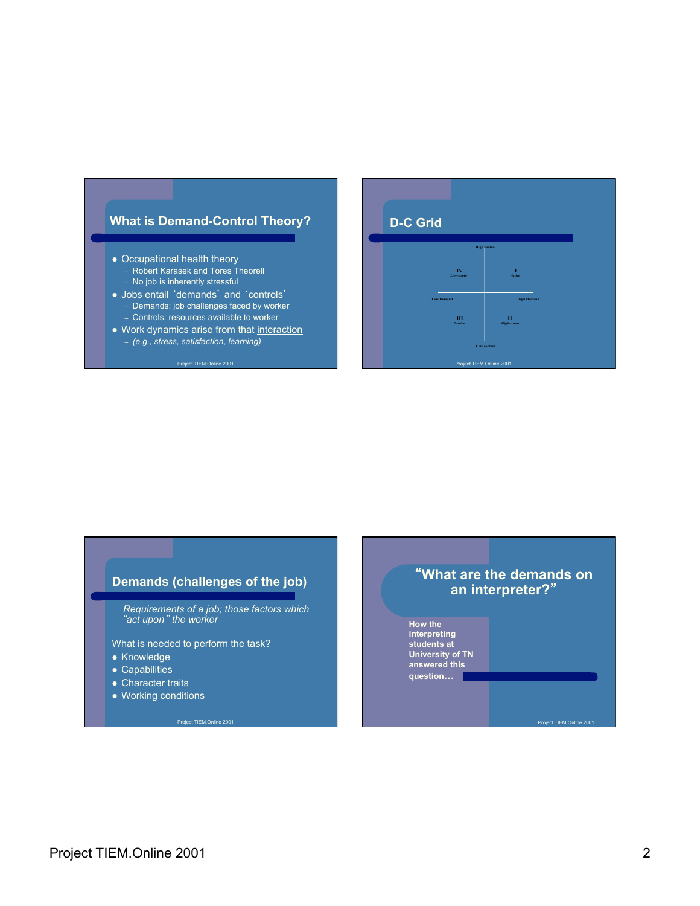## What is Demand-Control Theory?

- Occupational health theory
  - Robert Karasek and Tores Theorell
  - No job is inherently stressful
- Jobs entail 'demands' and 'controls'
  - Demands: job challenges faced by worker
  - Controls: resources available to worker
- Work dynamics arise from that interaction
  - *(e.g., stress, satisfaction, learning)*

## D-C Grid

High control

IV *Low-strain* | I *Active*

Low Demand | High Demand

III *Passive* | II *High-strain*

Low control

## Demands (challenges of the job)

*Requirements of a job; those factors which "act upon" the worker*

What is needed to perform the task?

- Knowledge
- Capabilities
- Character traits
- Working conditions

## "What are the demands on an interpreter?"

**How the interpreting students at University of TN answered this question…**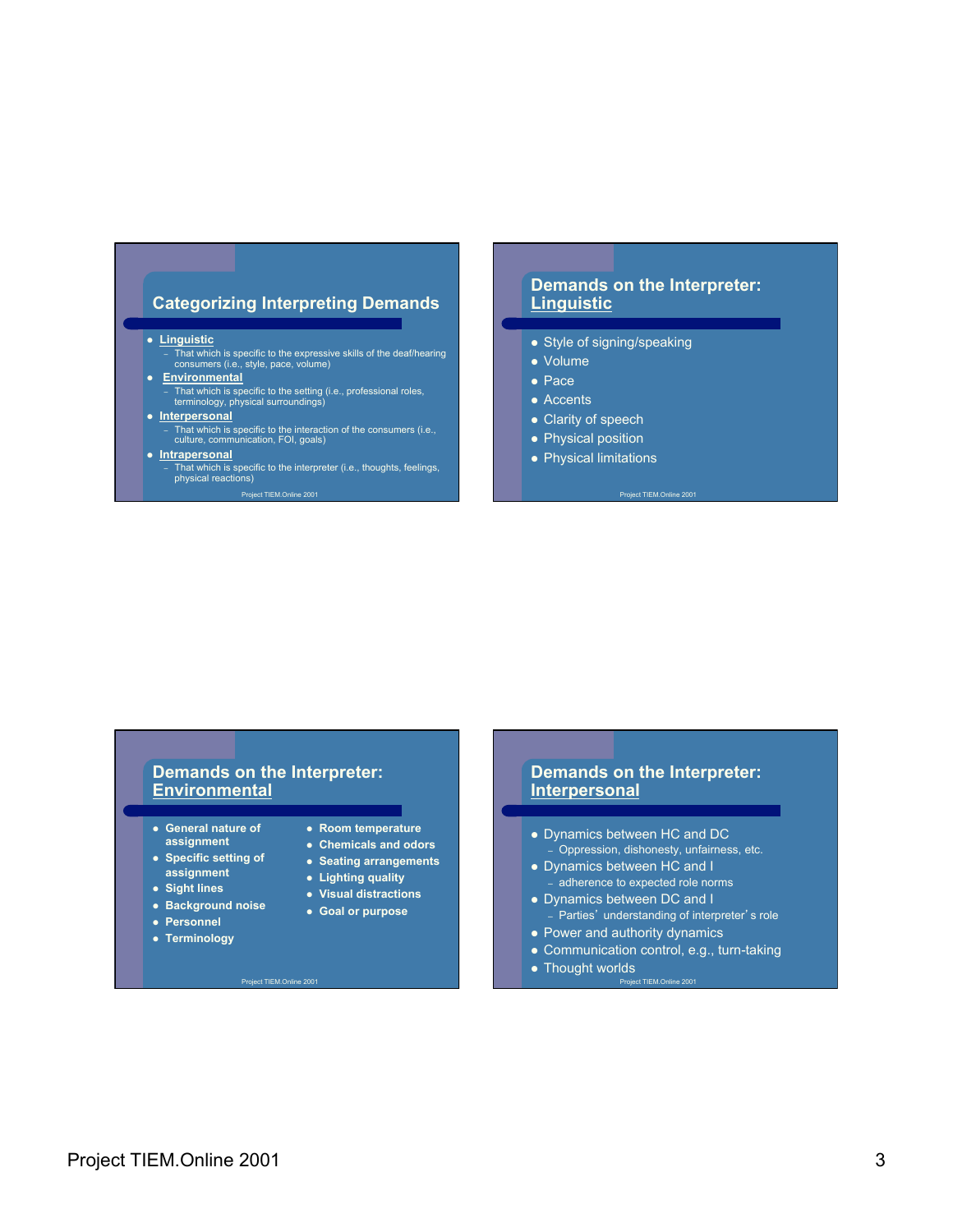## Categorizing Interpreting Demands

- **Linguistic**
  - That which is specific to the expressive skills of the deaf/hearing consumers (i.e., style, pace, volume)
- **Environmental**
  - That which is specific to the setting (i.e., professional roles, terminology, physical surroundings)
- **Interpersonal**
  - That which is specific to the interaction of the consumers (i.e., culture, communication, FOI, goals)
- **Intrapersonal**
  - That which is specific to the interpreter (i.e., thoughts, feelings, physical reactions)

## Demands on the Interpreter: Linguistic

- Style of signing/speaking
- Volume
- Pace
- Accents
- Clarity of speech
- Physical position
- Physical limitations

## Demands on the Interpreter: Environmental

- General nature of assignment
- Specific setting of assignment
- Sight lines
- Background noise
- Personnel
- Terminology
- Room temperature
- Chemicals and odors
- Seating arrangements
- Lighting quality
- Visual distractions
- Goal or purpose

## Demands on the Interpreter: Interpersonal

- Dynamics between HC and DC
  - Oppression, dishonesty, unfairness, etc.
- Dynamics between HC and I
  - adherence to expected role norms
- Dynamics between DC and I
  - Parties' understanding of interpreter's role
- Power and authority dynamics
- Communication control, e.g., turn-taking
- Thought worlds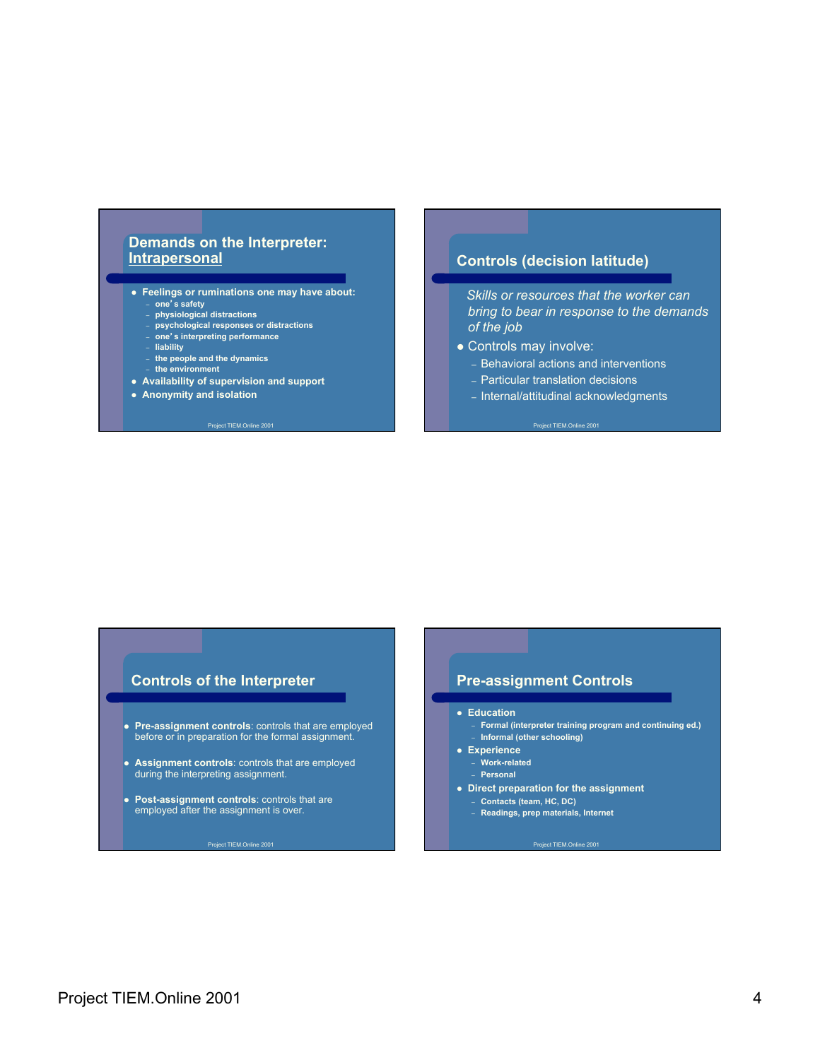## Demands on the Interpreter: Intrapersonal

- **Feelings or ruminations one may have about:**
  - **one's safety**
  - **physiological distractions**
  - **psychological responses or distractions**
  - **one's interpreting performance**
  - **liability**
  - **the people and the dynamics**
  - **the environment**
- **Availability of supervision and support**
- **Anonymity and isolation**

## Controls (decision latitude)

*Skills or resources that the worker can bring to bear in response to the demands of the job*

- Controls may involve:
  - Behavioral actions and interventions
  - Particular translation decisions
  - Internal/attitudinal acknowledgments

## Controls of the Interpreter

- **Pre-assignment controls**: controls that are employed before or in preparation for the formal assignment.
- **Assignment controls**: controls that are employed during the interpreting assignment.
- **Post-assignment controls**: controls that are employed after the assignment is over.

## Pre-assignment Controls

- **Education**
  - **Formal (interpreter training program and continuing ed.)**
  - **Informal (other schooling)**
- **Experience**
  - **Work-related**
  - **Personal**
- **Direct preparation for the assignment**
  - **Contacts (team, HC, DC)**
  - **Readings, prep materials, Internet**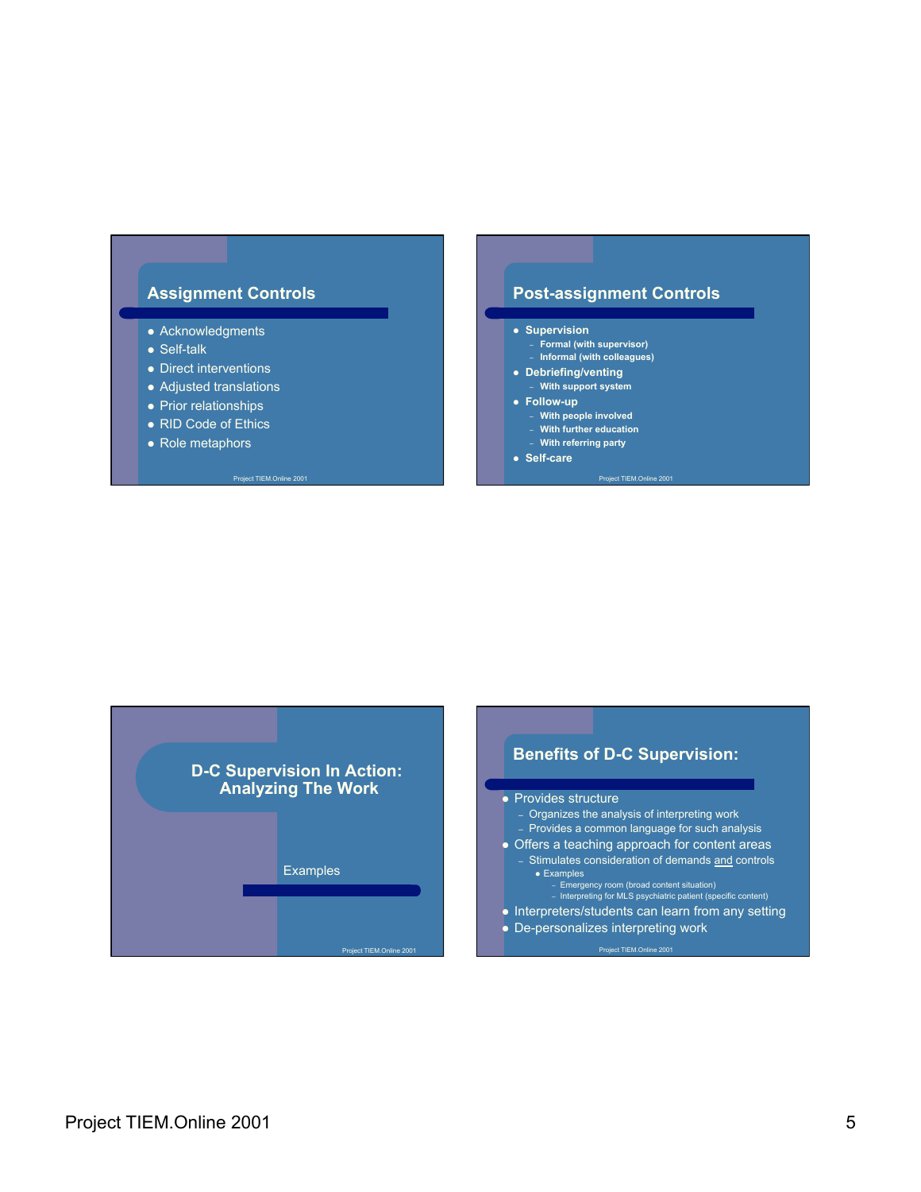## Assignment Controls

- Acknowledgments
- Self-talk
- Direct interventions
- Adjusted translations
- Prior relationships
- RID Code of Ethics
- Role metaphors

## Post-assignment Controls

- **Supervision**
  - **Formal (with supervisor)**
  - **Informal (with colleagues)**
- **Debriefing/venting**
  - **With support system**
- **Follow-up**
  - **With people involved**
  - **With further education**
  - **With referring party**
- **Self-care**

## D-C Supervision In Action: Analyzing The Work

Examples

## Benefits of D-C Supervision:

- Provides structure
  - Organizes the analysis of interpreting work
  - Provides a common language for such analysis
- Offers a teaching approach for content areas
  - Stimulates consideration of demands <u>and</u> controls
    - Examples
      - Emergency room (broad content situation)
      - Interpreting for MLS psychiatric patient (specific content)
- Interpreters/students can learn from any setting
- De-personalizes interpreting work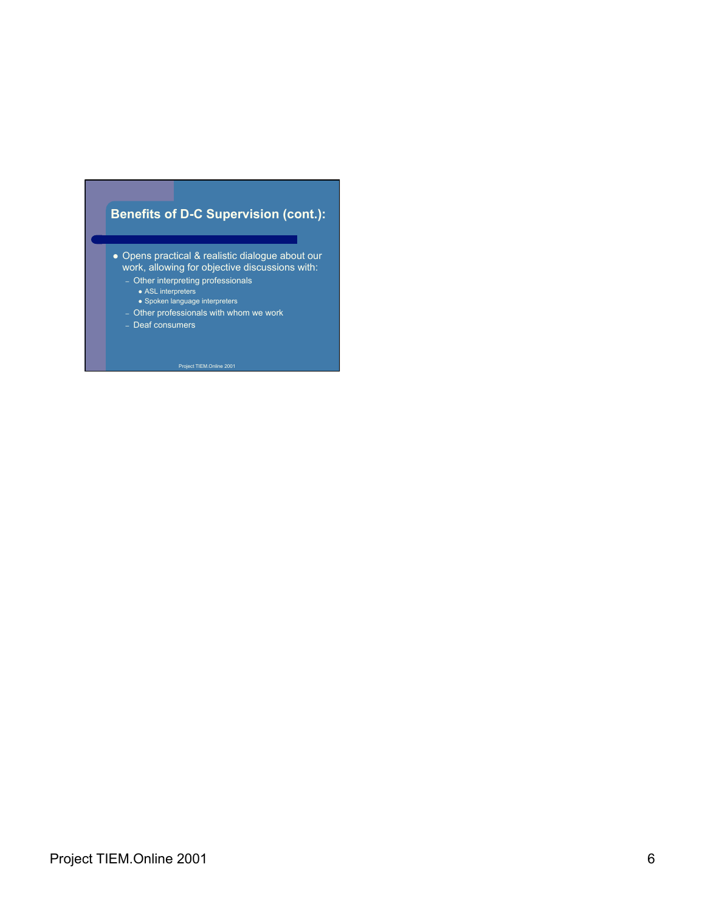## Benefits of D-C Supervision (cont.):

- Opens practical & realistic dialogue about our work, allowing for objective discussions with:
  - Other interpreting professionals
    - ASL interpreters
    - Spoken language interpreters
  - Other professionals with whom we work
  - Deaf consumers

Project TIEM.Online 2001